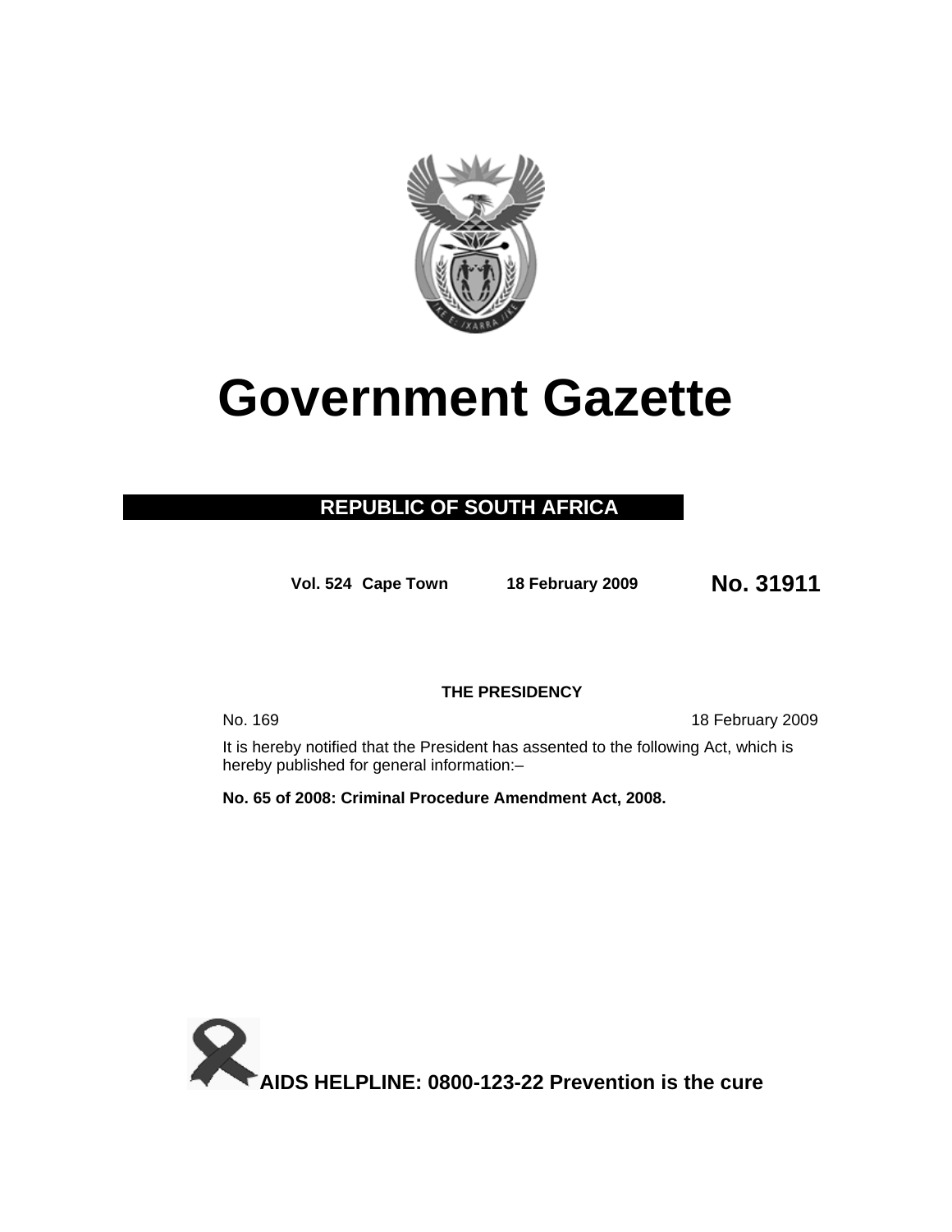# Government Gazette

**REPUBLIC OF SOUTH AFRICA**

**Vol. 524 Cape Town 18 February 2009 No. 31911**

**THE PRESIDENCY**

No. 169 18 February 2009

It is hereby notified that the President has assented to the following Act, which is hereby published for general information:–

**No. 65 of 2008: Criminal Procedure Amendment Act, 2008.**

**AIDS HELPLINE: 0800-123-22 Prevention is the cure**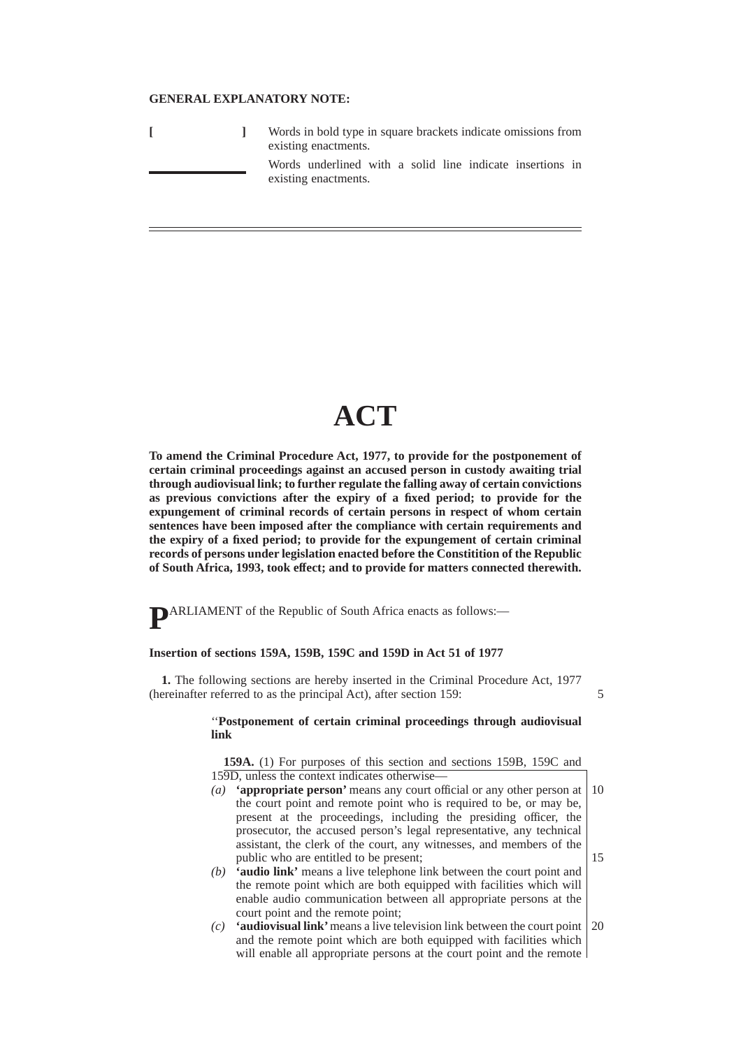**GENERAL EXPLANATORY NOTE:**

[ ] Words in bold type in square brackets indicate omissions from existing enactments.

\_\_\_\_\_ Words underlined with a solid line indicate insertions in existing enactments.

---

# ACT

**To amend the Criminal Procedure Act, 1977, to provide for the postponement of certain criminal proceedings against an accused person in custody awaiting trial through audiovisual link; to further regulate the falling away of certain convictions as previous convictions after the expiry of a fixed period; to provide for the expungement of criminal records of certain persons in respect of whom certain sentences have been imposed after the compliance with certain requirements and the expiry of a fixed period; to provide for the expungement of certain criminal records of persons under legislation enacted before the Constitition of the Republic of South Africa, 1993, took effect; and to provide for matters connected therewith.**

PARLIAMENT of the Republic of South Africa enacts as follows:—

**Insertion of sections 159A, 159B, 159C and 159D in Act 51 of 1977**

**1.** The following sections are hereby inserted in the Criminal Procedure Act, 1977 (hereinafter referred to as the principal Act), after section 159:

''**Postponement of certain criminal proceedings through audiovisual link**

**159A.** (1) For purposes of this section and sections 159B, 159C and 159D, unless the context indicates otherwise—

*(a)* **'appropriate person'** means any court official or any other person at the court point and remote point who is required to be, or may be, present at the proceedings, including the presiding officer, the prosecutor, the accused person's legal representative, any technical assistant, the clerk of the court, any witnesses, and members of the public who are entitled to be present;

*(b)* **'audio link'** means a live telephone link between the court point and the remote point which are both equipped with facilities which will enable audio communication between all appropriate persons at the court point and the remote point;

*(c)* **'audiovisual link'** means a live television link between the court point and the remote point which are both equipped with facilities which will enable all appropriate persons at the court point and the remote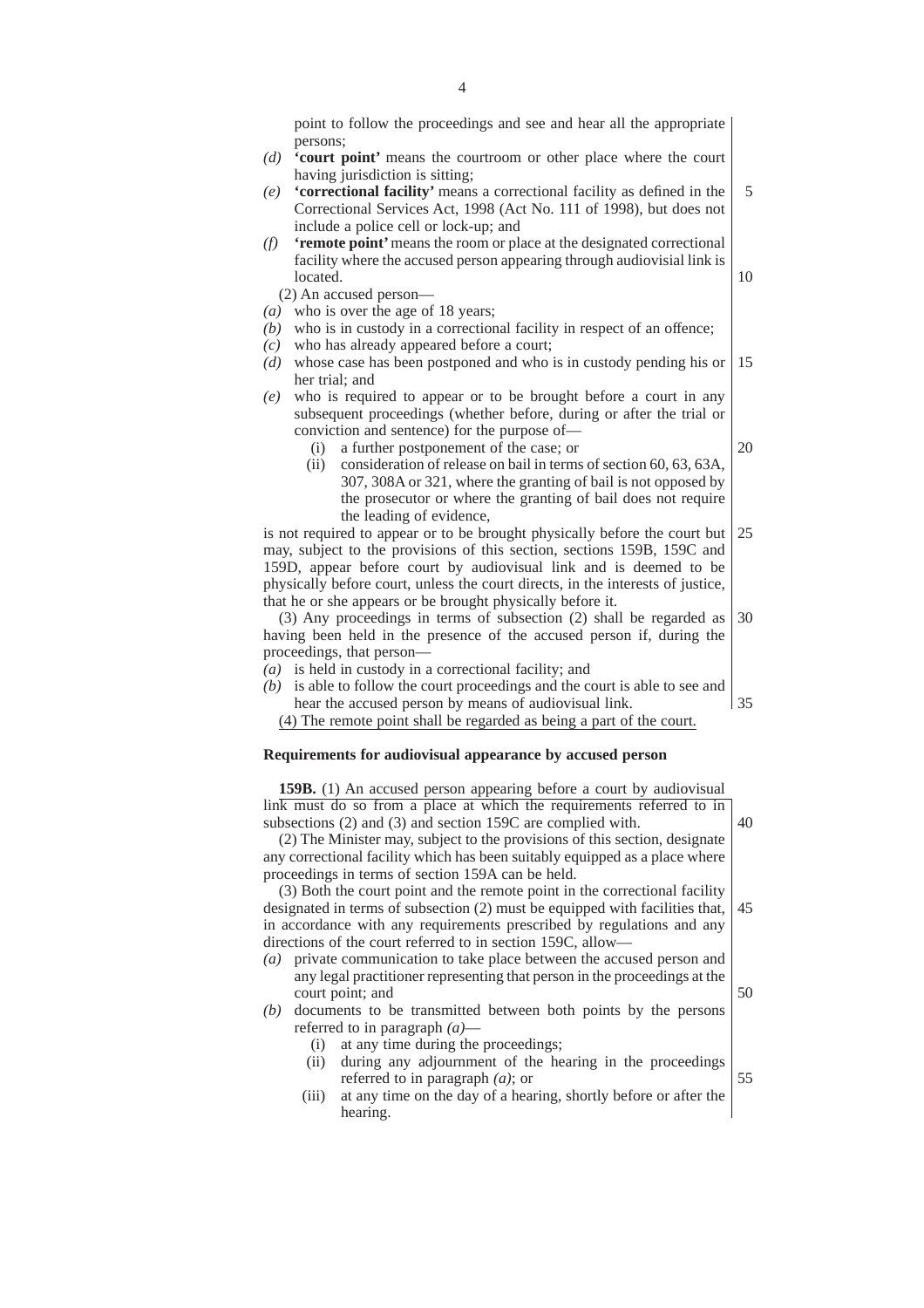point to follow the proceedings and see and hear all the appropriate persons;

*(d)* **'court point'** means the courtroom or other place where the court having jurisdiction is sitting;

*(e)* **'correctional facility'** means a correctional facility as defined in the Correctional Services Act, 1998 (Act No. 111 of 1998), but does not include a police cell or lock-up; and

*(f)* **'remote point'** means the room or place at the designated correctional facility where the accused person appearing through audiovisial link is located.

(2) An accused person—

*(a)* who is over the age of 18 years;

*(b)* who is in custody in a correctional facility in respect of an offence;

*(c)* who has already appeared before a court;

*(d)* whose case has been postponed and who is in custody pending his or her trial; and

*(e)* who is required to appear or to be brought before a court in any subsequent proceedings (whether before, during or after the trial or conviction and sentence) for the purpose of—

(i) a further postponement of the case; or

(ii) consideration of release on bail in terms of section 60, 63, 63A, 307, 308A or 321, where the granting of bail is not opposed by the prosecutor or where the granting of bail does not require the leading of evidence,

is not required to appear or to be brought physically before the court but may, subject to the provisions of this section, sections 159B, 159C and 159D, appear before court by audiovisual link and is deemed to be physically before court, unless the court directs, in the interests of justice, that he or she appears or be brought physically before it.

(3) Any proceedings in terms of subsection (2) shall be regarded as having been held in the presence of the accused person if, during the proceedings, that person—

*(a)* is held in custody in a correctional facility; and

*(b)* is able to follow the court proceedings and the court is able to see and hear the accused person by means of audiovisual link.

(4) The remote point shall be regarded as being a part of the court.

**Requirements for audiovisual appearance by accused person**

**159B.** (1) An accused person appearing before a court by audiovisual link must do so from a place at which the requirements referred to in subsections (2) and (3) and section 159C are complied with.

(2) The Minister may, subject to the provisions of this section, designate any correctional facility which has been suitably equipped as a place where proceedings in terms of section 159A can be held.

(3) Both the court point and the remote point in the correctional facility designated in terms of subsection (2) must be equipped with facilities that, in accordance with any requirements prescribed by regulations and any directions of the court referred to in section 159C, allow—

*(a)* private communication to take place between the accused person and any legal practitioner representing that person in the proceedings at the court point; and

*(b)* documents to be transmitted between both points by the persons referred to in paragraph *(a)*—

(i) at any time during the proceedings;

(ii) during any adjournment of the hearing in the proceedings referred to in paragraph *(a)*; or

(iii) at any time on the day of a hearing, shortly before or after the hearing.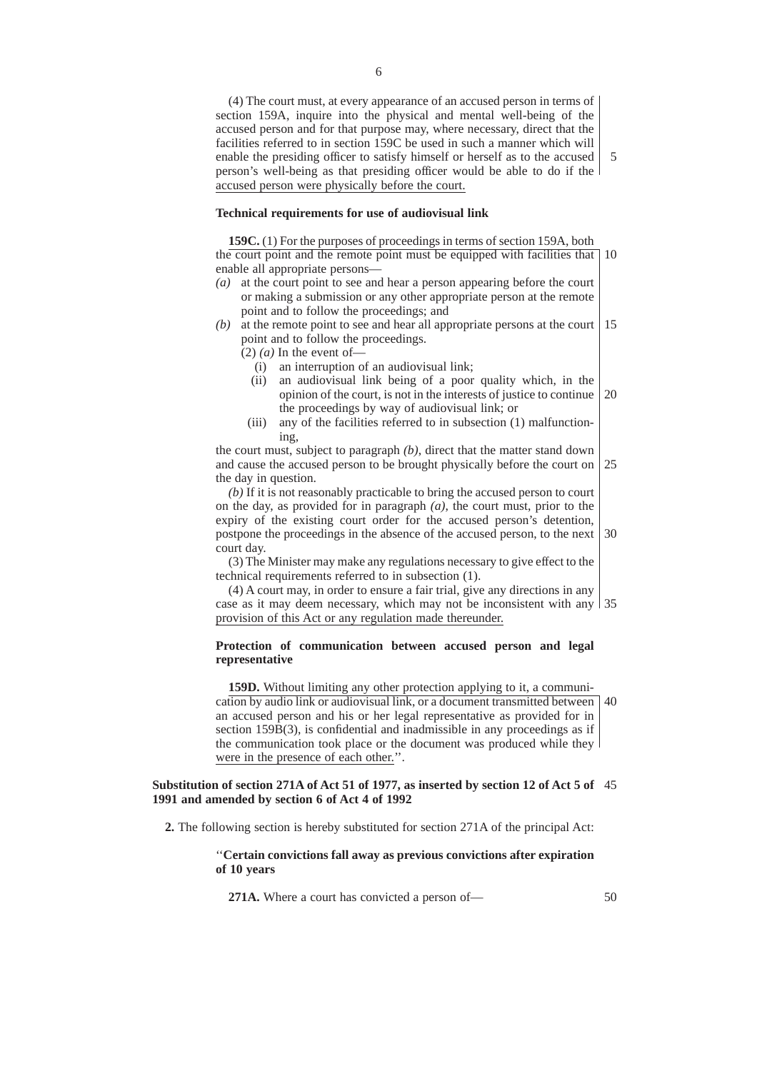(4) The court must, at every appearance of an accused person in terms of section 159A, inquire into the physical and mental well-being of the accused person and for that purpose may, where necessary, direct that the facilities referred to in section 159C be used in such a manner which will enable the presiding officer to satisfy himself or herself as to the accused person's well-being as that presiding officer would be able to do if the accused person were physically before the court.

**Technical requirements for use of audiovisual link**

**159C.** (1) For the purposes of proceedings in terms of section 159A, both the court point and the remote point must be equipped with facilities that enable all appropriate persons—

*(a)* at the court point to see and hear a person appearing before the court or making a submission or any other appropriate person at the remote point and to follow the proceedings; and

*(b)* at the remote point to see and hear all appropriate persons at the court point and to follow the proceedings.

(2) *(a)* In the event of—

(i) an interruption of an audiovisual link;

(ii) an audiovisual link being of a poor quality which, in the opinion of the court, is not in the interests of justice to continue the proceedings by way of audiovisual link; or

(iii) any of the facilities referred to in subsection (1) malfunctioning,

the court must, subject to paragraph *(b)*, direct that the matter stand down and cause the accused person to be brought physically before the court on the day in question.

*(b)* If it is not reasonably practicable to bring the accused person to court on the day, as provided for in paragraph *(a)*, the court must, prior to the expiry of the existing court order for the accused person's detention, postpone the proceedings in the absence of the accused person, to the next court day.

(3) The Minister may make any regulations necessary to give effect to the technical requirements referred to in subsection (1).

(4) A court may, in order to ensure a fair trial, give any directions in any case as it may deem necessary, which may not be inconsistent with any provision of this Act or any regulation made thereunder.

**Protection of communication between accused person and legal representative**

**159D.** Without limiting any other protection applying to it, a communication by audio link or audiovisual link, or a document transmitted between an accused person and his or her legal representative as provided for in section 159B(3), is confidential and inadmissible in any proceedings as if the communication took place or the document was produced while they were in the presence of each other.''.

**Substitution of section 271A of Act 51 of 1977, as inserted by section 12 of Act 5 of 1991 and amended by section 6 of Act 4 of 1992**

**2.** The following section is hereby substituted for section 271A of the principal Act:

''**Certain convictions fall away as previous convictions after expiration of 10 years**

**271A.** Where a court has convicted a person of—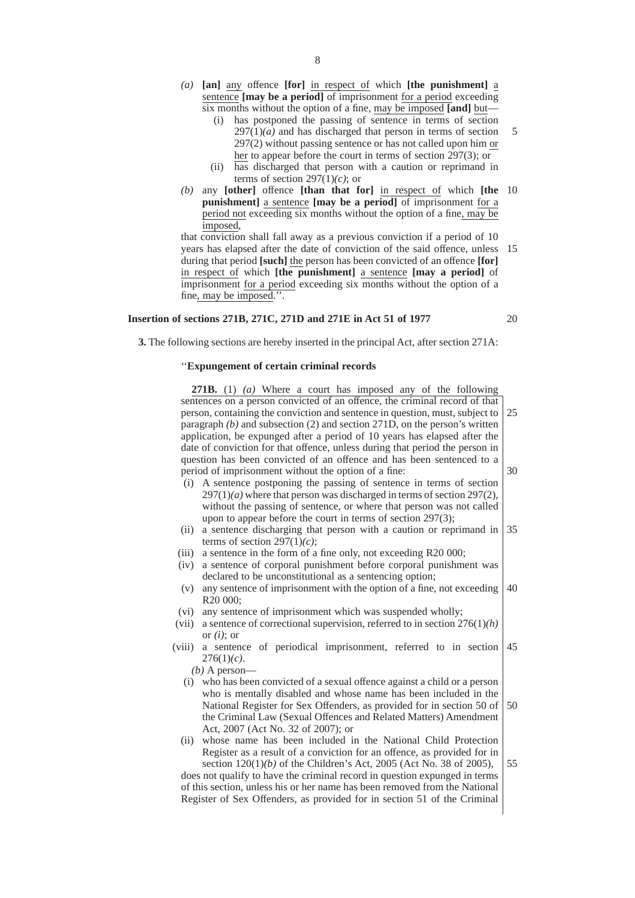*(a)* **[an]** any offence **[for]** in respect of which **[the punishment]** a sentence **[may be a period]** of imprisonment for a period exceeding six months without the option of a fine, may be imposed **[and]** but—

(i) has postponed the passing of sentence in terms of section 297(1)*(a)* and has discharged that person in terms of section 297(2) without passing sentence or has not called upon him or her to appear before the court in terms of section 297(3); or

(ii) has discharged that person with a caution or reprimand in terms of section 297(1)*(c)*; or

*(b)* any **[other]** offence **[than that for]** in respect of which **[the punishment]** a sentence **[may be a period]** of imprisonment for a period not exceeding six months without the option of a fine, may be imposed,

that conviction shall fall away as a previous conviction if a period of 10 years has elapsed after the date of conviction of the said offence, unless during that period **[such]** the person has been convicted of an offence **[for]** in respect of which **[the punishment]** a sentence **[may a period]** of imprisonment for a period exceeding six months without the option of a fine, may be imposed.''.

**Insertion of sections 271B, 271C, 271D and 271E in Act 51 of 1977**

**3.** The following sections are hereby inserted in the principal Act, after section 271A:

''**Expungement of certain criminal records**

**271B.** (1) *(a)* Where a court has imposed any of the following sentences on a person convicted of an offence, the criminal record of that person, containing the conviction and sentence in question, must, subject to paragraph *(b)* and subsection (2) and section 271D, on the person's written application, be expunged after a period of 10 years has elapsed after the date of conviction for that offence, unless during that period the person in question has been convicted of an offence and has been sentenced to a period of imprisonment without the option of a fine:

(i) A sentence postponing the passing of sentence in terms of section 297(1)*(a)* where that person was discharged in terms of section 297(2), without the passing of sentence, or where that person was not called upon to appear before the court in terms of section 297(3);

(ii) a sentence discharging that person with a caution or reprimand in terms of section 297(1)*(c)*;

(iii) a sentence in the form of a fine only, not exceeding R20 000;

(iv) a sentence of corporal punishment before corporal punishment was declared to be unconstitutional as a sentencing option;

(v) any sentence of imprisonment with the option of a fine, not exceeding R20 000;

(vi) any sentence of imprisonment which was suspended wholly;

(vii) a sentence of correctional supervision, referred to in section 276(1)*(h)* or *(i)*; or

(viii) a sentence of periodical imprisonment, referred to in section 276(1)*(c)*.

*(b)* A person—

(i) who has been convicted of a sexual offence against a child or a person who is mentally disabled and whose name has been included in the National Register for Sex Offenders, as provided for in section 50 of the Criminal Law (Sexual Offences and Related Matters) Amendment Act, 2007 (Act No. 32 of 2007); or

(ii) whose name has been included in the National Child Protection Register as a result of a conviction for an offence, as provided for in section 120(1)*(b)* of the Children's Act, 2005 (Act No. 38 of 2005),

does not qualify to have the criminal record in question expunged in terms of this section, unless his or her name has been removed from the National Register of Sex Offenders, as provided for in section 51 of the Criminal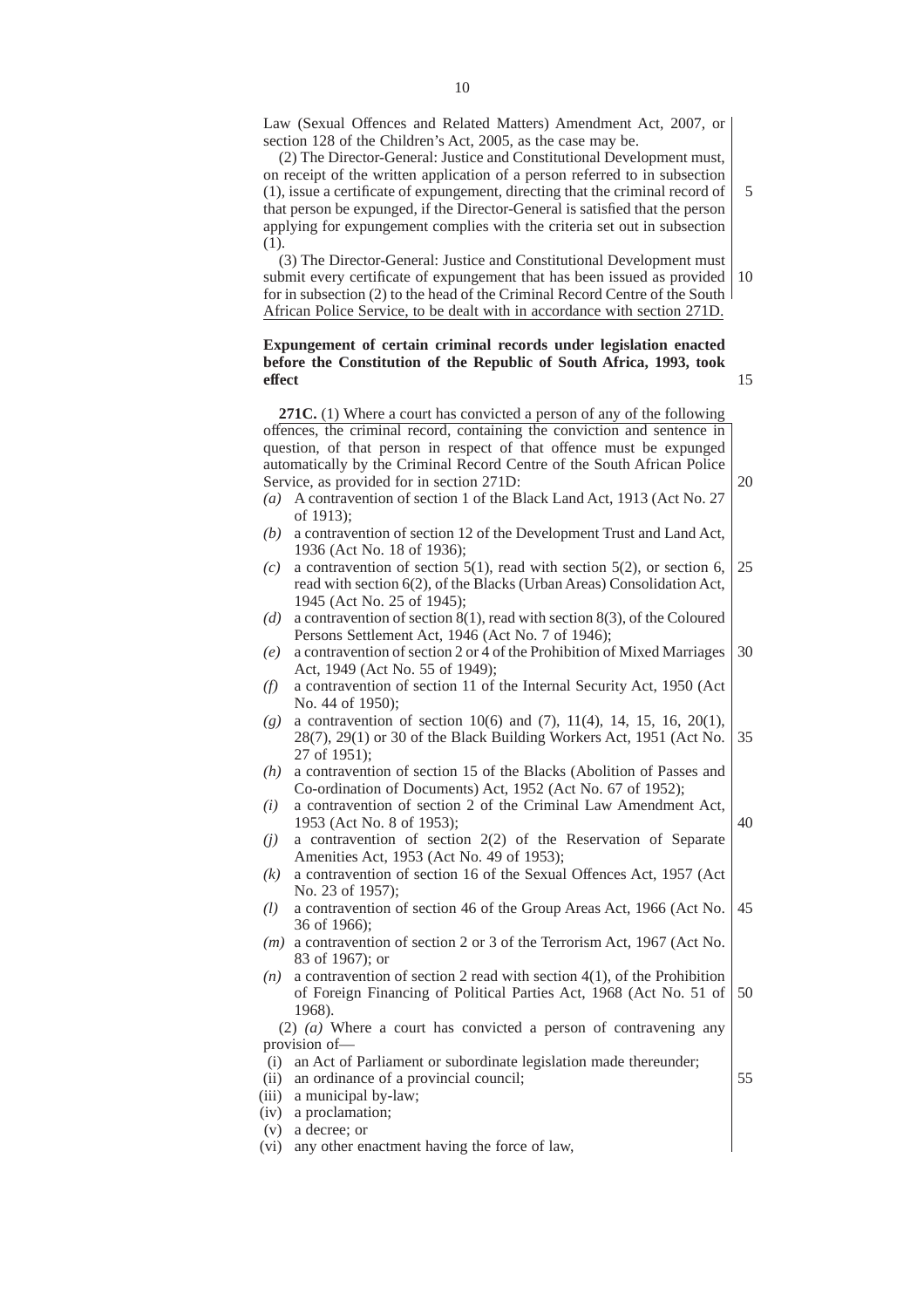Law (Sexual Offences and Related Matters) Amendment Act, 2007, or section 128 of the Children's Act, 2005, as the case may be.

(2) The Director-General: Justice and Constitutional Development must, on receipt of the written application of a person referred to in subsection (1), issue a certificate of expungement, directing that the criminal record of that person be expunged, if the Director-General is satisfied that the person applying for expungement complies with the criteria set out in subsection (1).

(3) The Director-General: Justice and Constitutional Development must submit every certificate of expungement that has been issued as provided for in subsection (2) to the head of the Criminal Record Centre of the South African Police Service, to be dealt with in accordance with section 271D.

**Expungement of certain criminal records under legislation enacted before the Constitution of the Republic of South Africa, 1993, took effect**

**271C.** (1) Where a court has convicted a person of any of the following offences, the criminal record, containing the conviction and sentence in question, of that person in respect of that offence must be expunged automatically by the Criminal Record Centre of the South African Police Service, as provided for in section 271D:

*(a)* A contravention of section 1 of the Black Land Act, 1913 (Act No. 27 of 1913);
*(b)* a contravention of section 12 of the Development Trust and Land Act, 1936 (Act No. 18 of 1936);
*(c)* a contravention of section 5(1), read with section 5(2), or section 6, read with section 6(2), of the Blacks (Urban Areas) Consolidation Act, 1945 (Act No. 25 of 1945);
*(d)* a contravention of section 8(1), read with section 8(3), of the Coloured Persons Settlement Act, 1946 (Act No. 7 of 1946);
*(e)* a contravention of section 2 or 4 of the Prohibition of Mixed Marriages Act, 1949 (Act No. 55 of 1949);
*(f)* a contravention of section 11 of the Internal Security Act, 1950 (Act No. 44 of 1950);
*(g)* a contravention of section 10(6) and (7), 11(4), 14, 15, 16, 20(1), 28(7), 29(1) or 30 of the Black Building Workers Act, 1951 (Act No. 27 of 1951);
*(h)* a contravention of section 15 of the Blacks (Abolition of Passes and Co-ordination of Documents) Act, 1952 (Act No. 67 of 1952);
*(i)* a contravention of section 2 of the Criminal Law Amendment Act, 1953 (Act No. 8 of 1953);
*(j)* a contravention of section 2(2) of the Reservation of Separate Amenities Act, 1953 (Act No. 49 of 1953);
*(k)* a contravention of section 16 of the Sexual Offences Act, 1957 (Act No. 23 of 1957);
*(l)* a contravention of section 46 of the Group Areas Act, 1966 (Act No. 36 of 1966);
*(m)* a contravention of section 2 or 3 of the Terrorism Act, 1967 (Act No. 83 of 1967); or
*(n)* a contravention of section 2 read with section 4(1), of the Prohibition of Foreign Financing of Political Parties Act, 1968 (Act No. 51 of 1968).

(2) *(a)* Where a court has convicted a person of contravening any provision of—

(i) an Act of Parliament or subordinate legislation made thereunder;
(ii) an ordinance of a provincial council;
(iii) a municipal by-law;
(iv) a proclamation;
(v) a decree; or
(vi) any other enactment having the force of law,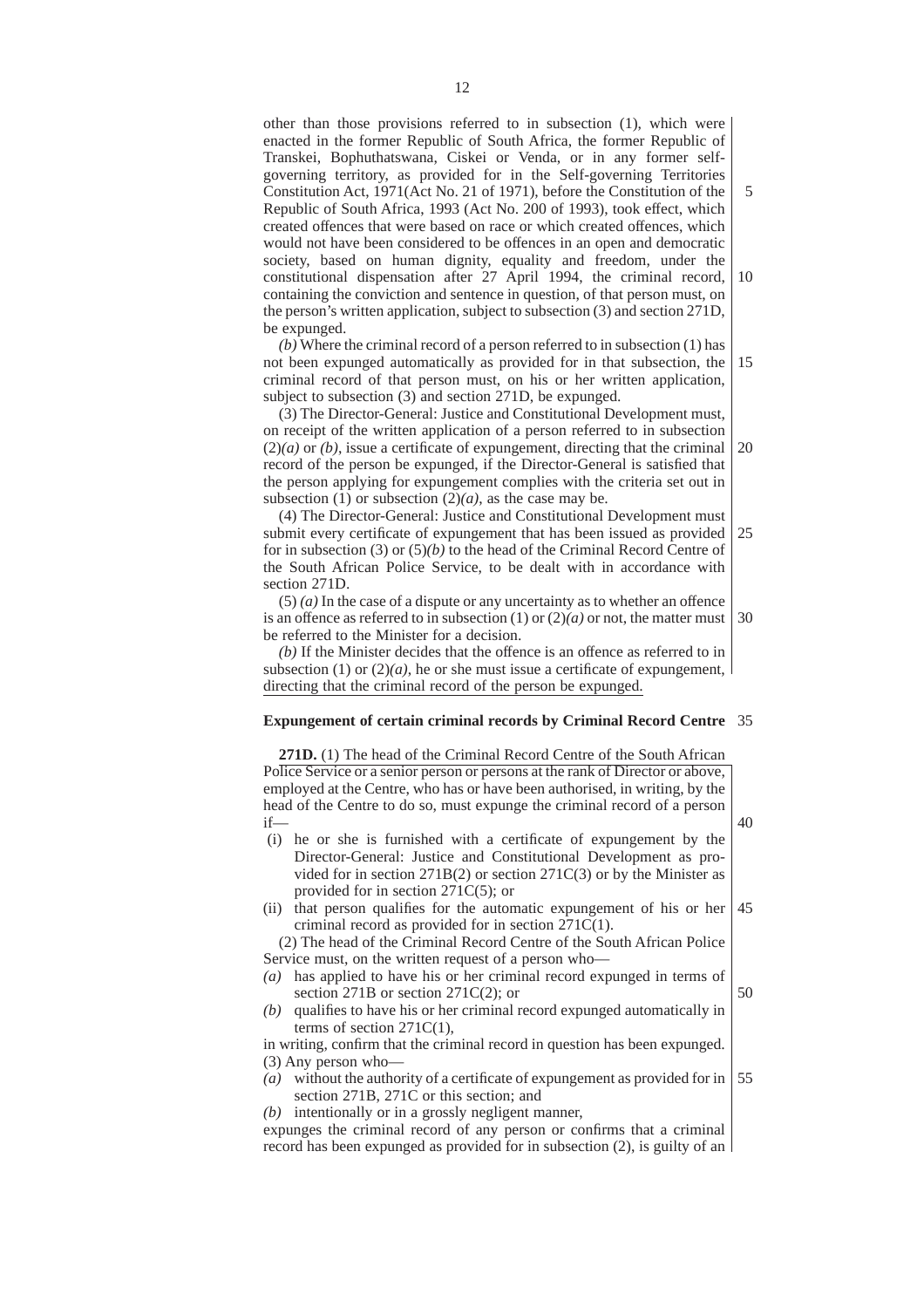other than those provisions referred to in subsection (1), which were enacted in the former Republic of South Africa, the former Republic of Transkei, Bophuthatswana, Ciskei or Venda, or in any former self-governing territory, as provided for in the Self-governing Territories Constitution Act, 1971(Act No. 21 of 1971), before the Constitution of the Republic of South Africa, 1993 (Act No. 200 of 1993), took effect, which created offences that were based on race or which created offences, which would not have been considered to be offences in an open and democratic society, based on human dignity, equality and freedom, under the constitutional dispensation after 27 April 1994, the criminal record, containing the conviction and sentence in question, of that person must, on the person's written application, subject to subsection (3) and section 271D, be expunged.

*(b)* Where the criminal record of a person referred to in subsection (1) has not been expunged automatically as provided for in that subsection, the criminal record of that person must, on his or her written application, subject to subsection (3) and section 271D, be expunged.

(3) The Director-General: Justice and Constitutional Development must, on receipt of the written application of a person referred to in subsection (2)*(a)* or *(b)*, issue a certificate of expungement, directing that the criminal record of the person be expunged, if the Director-General is satisfied that the person applying for expungement complies with the criteria set out in subsection (1) or subsection (2)*(a)*, as the case may be.

(4) The Director-General: Justice and Constitutional Development must submit every certificate of expungement that has been issued as provided for in subsection (3) or (5)*(b)* to the head of the Criminal Record Centre of the South African Police Service, to be dealt with in accordance with section 271D.

(5) *(a)* In the case of a dispute or any uncertainty as to whether an offence is an offence as referred to in subsection (1) or (2)*(a)* or not, the matter must be referred to the Minister for a decision.

*(b)* If the Minister decides that the offence is an offence as referred to in subsection (1) or (2)*(a)*, he or she must issue a certificate of expungement, directing that the criminal record of the person be expunged.

**Expungement of certain criminal records by Criminal Record Centre**

**271D.** (1) The head of the Criminal Record Centre of the South African Police Service or a senior person or persons at the rank of Director or above, employed at the Centre, who has or have been authorised, in writing, by the head of the Centre to do so, must expunge the criminal record of a person if—

(i) he or she is furnished with a certificate of expungement by the Director-General: Justice and Constitutional Development as provided for in section 271B(2) or section 271C(3) or by the Minister as provided for in section 271C(5); or

(ii) that person qualifies for the automatic expungement of his or her criminal record as provided for in section 271C(1).

(2) The head of the Criminal Record Centre of the South African Police Service must, on the written request of a person who—

*(a)* has applied to have his or her criminal record expunged in terms of section 271B or section 271C(2); or

*(b)* qualifies to have his or her criminal record expunged automatically in terms of section 271C(1),

in writing, confirm that the criminal record in question has been expunged.

(3) Any person who—

*(a)* without the authority of a certificate of expungement as provided for in section 271B, 271C or this section; and

*(b)* intentionally or in a grossly negligent manner,

expunges the criminal record of any person or confirms that a criminal record has been expunged as provided for in subsection (2), is guilty of an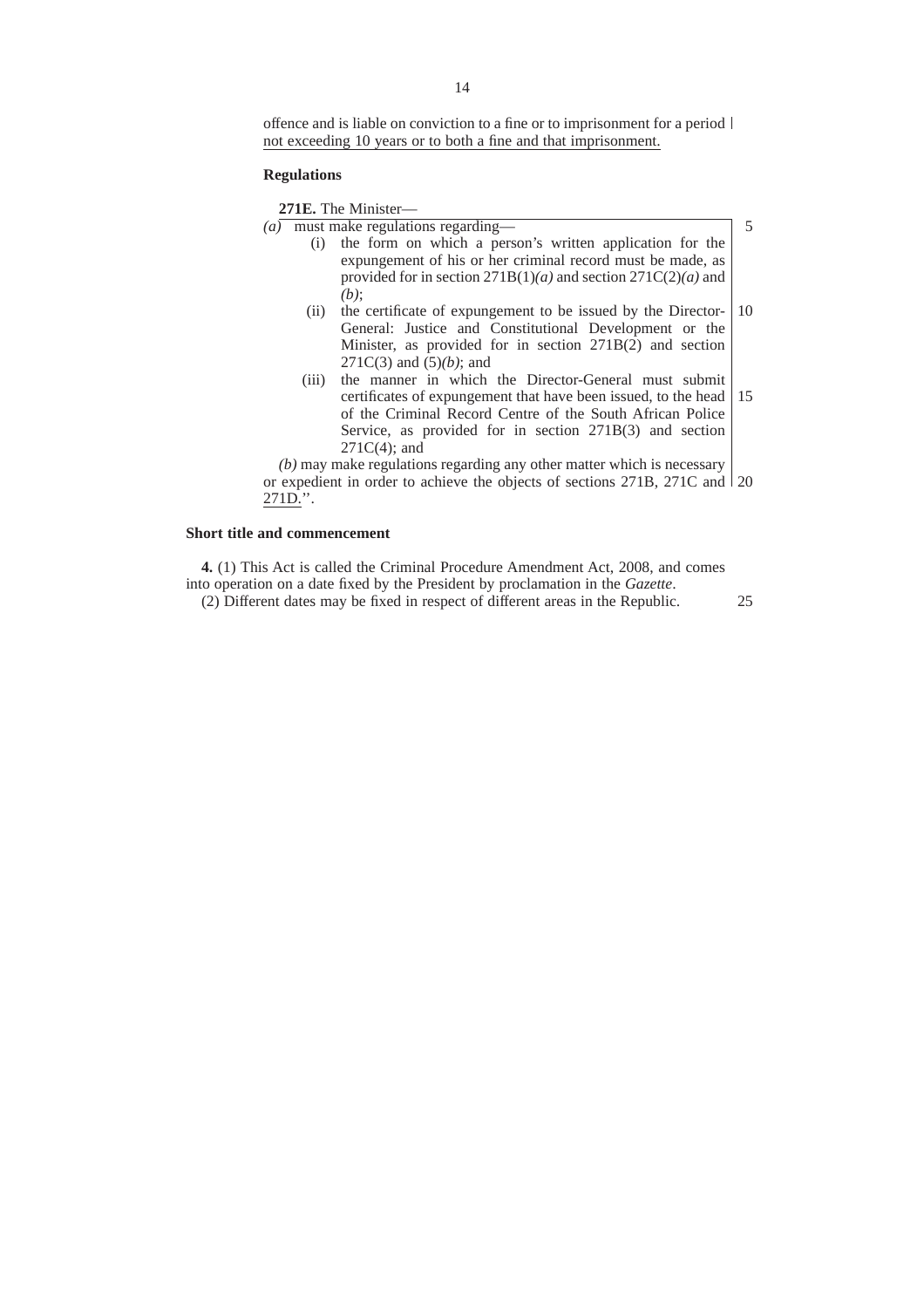offence and is liable on conviction to a fine or to imprisonment for a period not exceeding 10 years or to both a fine and that imprisonment.

**Regulations**

**271E.** The Minister—

*(a)* must make regulations regarding—

(i) the form on which a person's written application for the expungement of his or her criminal record must be made, as provided for in section 271B(1)*(a)* and section 271C(2)*(a)* and *(b)*;

(ii) the certificate of expungement to be issued by the Director-General: Justice and Constitutional Development or the Minister, as provided for in section 271B(2) and section 271C(3) and (5)*(b)*; and

(iii) the manner in which the Director-General must submit certificates of expungement that have been issued, to the head of the Criminal Record Centre of the South African Police Service, as provided for in section 271B(3) and section 271C(4); and

*(b)* may make regulations regarding any other matter which is necessary or expedient in order to achieve the objects of sections 271B, 271C and 271D.''.

**Short title and commencement**

**4.** (1) This Act is called the Criminal Procedure Amendment Act, 2008, and comes into operation on a date fixed by the President by proclamation in the *Gazette*.

(2) Different dates may be fixed in respect of different areas in the Republic.